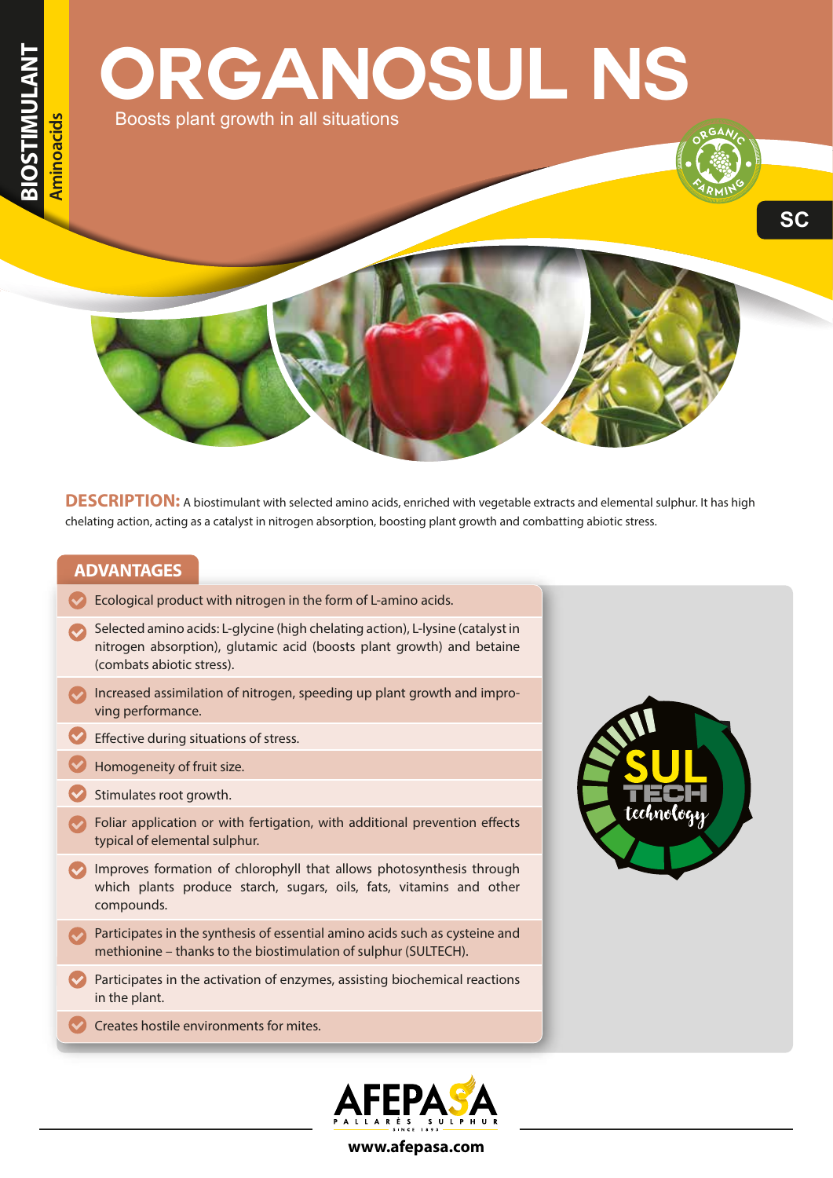BIOSTIMULANT

Aminoacids

# ORGANOSUL NS

Boosts plant growth in all situations

ORGANIC FARMING

SC

**DESCRIPTION:** A biostimulant with selected amino acids, enriched with vegetable extracts and elemental sulphur. It has high chelating action, acting as a catalyst in nitrogen absorption, boosting plant growth and combatting abiotic stress.

## ADVANTAGES

- Ecological product with nitrogen in the form of L-amino acids.
- Selected amino acids: L-glycine (high chelating action), L-lysine (catalyst in nitrogen absorption), glutamic acid (boosts plant growth) and betaine (combats abiotic stress).
- Increased assimilation of nitrogen, speeding up plant growth and improving performance.
- Effective during situations of stress.
- Homogeneity of fruit size.
- Stimulates root growth.
- Foliar application or with fertigation, with additional prevention effects typical of elemental sulphur.
- Improves formation of chlorophyll that allows photosynthesis through which plants produce starch, sugars, oils, fats, vitamins and other compounds.
- Participates in the synthesis of essential amino acids such as cysteine and methionine – thanks to the biostimulation of sulphur (SULTECH).
- Participates in the activation of enzymes, assisting biochemical reactions in the plant.
- Creates hostile environments for mites.

SUL TECH technology

AFEPASA PALLARÉS SULPHUR SINCE 1893

www.afepasa.com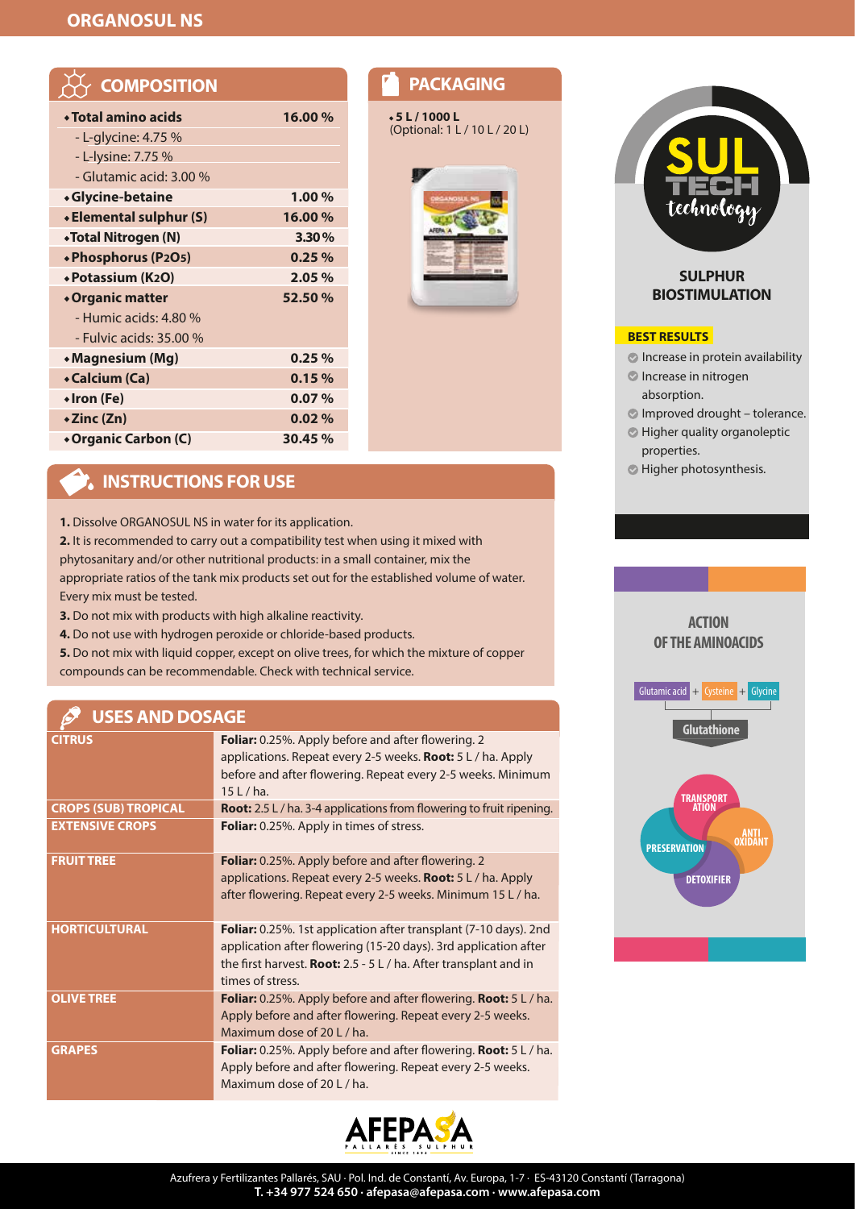## COMPOSITION

| | |
|---|---|
| **Total amino acids** | **16.00 %** |
| - L-glycine: 4.75 % | |
| - L-lysine: 7.75 % | |
| - Glutamic acid: 3.00 % | |
| **Glycine-betaine** | **1.00 %** |
| **Elemental sulphur (S)** | **16.00 %** |
| **Total Nitrogen (N)** | **3.30 %** |
| **Phosphorus ($P_2O_5$)** | **0.25 %** |
| **Potassium ($K_2O$)** | **2.05 %** |
| **Organic matter** | **52.50 %** |
| - Humic acids: 4.80 % | |
| - Fulvic acids: 35.00 % | |
| **Magnesium (Mg)** | **0.25 %** |
| **Calcium (Ca)** | **0.15 %** |
| **Iron (Fe)** | **0.07 %** |
| **Zinc (Zn)** | **0.02 %** |
| **Organic Carbon (C)** | **30.45 %** |

## PACKAGING

- **5 L / 1000 L**
(Optional: 1 L / 10 L / 20 L)

## SUL TECH technology

### SULPHUR BIOSTIMULATION

**BEST RESULTS**

- Increase in protein availability
- Increase in nitrogen absorption.
- Improved drought – tolerance.
- Higher quality organoleptic properties.
- Higher photosynthesis.

## INSTRUCTIONS FOR USE

**1.** Dissolve ORGANOSUL NS in water for its application.

**2.** It is recommended to carry out a compatibility test when using it mixed with phytosanitary and/or other nutritional products: in a small container, mix the appropriate ratios of the tank mix products set out for the established volume of water. Every mix must be tested.

**3.** Do not mix with products with high alkaline reactivity.

**4.** Do not use with hydrogen peroxide or chloride-based products.

**5.** Do not mix with liquid copper, except on olive trees, for which the mixture of copper compounds can be recommendable. Check with technical service.

## USES AND DOSAGE

| | |
|---|---|
| **CITRUS** | **Foliar:** 0.25%. Apply before and after flowering. 2 applications. Repeat every 2-5 weeks. **Root:** 5 L / ha. Apply before and after flowering. Repeat every 2-5 weeks. Minimum 15 L / ha. |
| **CROPS (SUB) TROPICAL** | **Root:** 2.5 L / ha. 3-4 applications from flowering to fruit ripening. |
| **EXTENSIVE CROPS** | **Foliar:** 0.25%. Apply in times of stress. |
| **FRUIT TREE** | **Foliar:** 0.25%. Apply before and after flowering. 2 applications. Repeat every 2-5 weeks. **Root:** 5 L / ha. Apply after flowering. Repeat every 2-5 weeks. Minimum 15 L / ha. |
| **HORTICULTURAL** | **Foliar:** 0.25%. 1st application after transplant (7-10 days). 2nd application after flowering (15-20 days). 3rd application after the first harvest. **Root:** 2.5 - 5 L / ha. After transplant and in times of stress. |
| **OLIVE TREE** | **Foliar:** 0.25%. Apply before and after flowering. **Root:** 5 L / ha. Apply before and after flowering. Repeat every 2-5 weeks. Maximum dose of 20 L / ha. |
| **GRAPES** | **Foliar:** 0.25%. Apply before and after flowering. **Root:** 5 L / ha. Apply before and after flowering. Repeat every 2-5 weeks. Maximum dose of 20 L / ha. |

## ACTION OF THE AMINOACIDS

Glutamic acid + Cysteine + Glycine

Glutathione

TRANSPORTATION

ANTIOXIDANT

PRESERVATION

DETOXIFIER

AFEPASA PALLARÉS SULPHUR SINCE 1892

Azufrera y Fertilizantes Pallarés, SAU · Pol. Ind. de Constantí, Av. Europa, 1-7 · ES-43120 Constantí (Tarragona)
**T. +34 977 524 650 · afepasa@afepasa.com · www.afepasa.com**